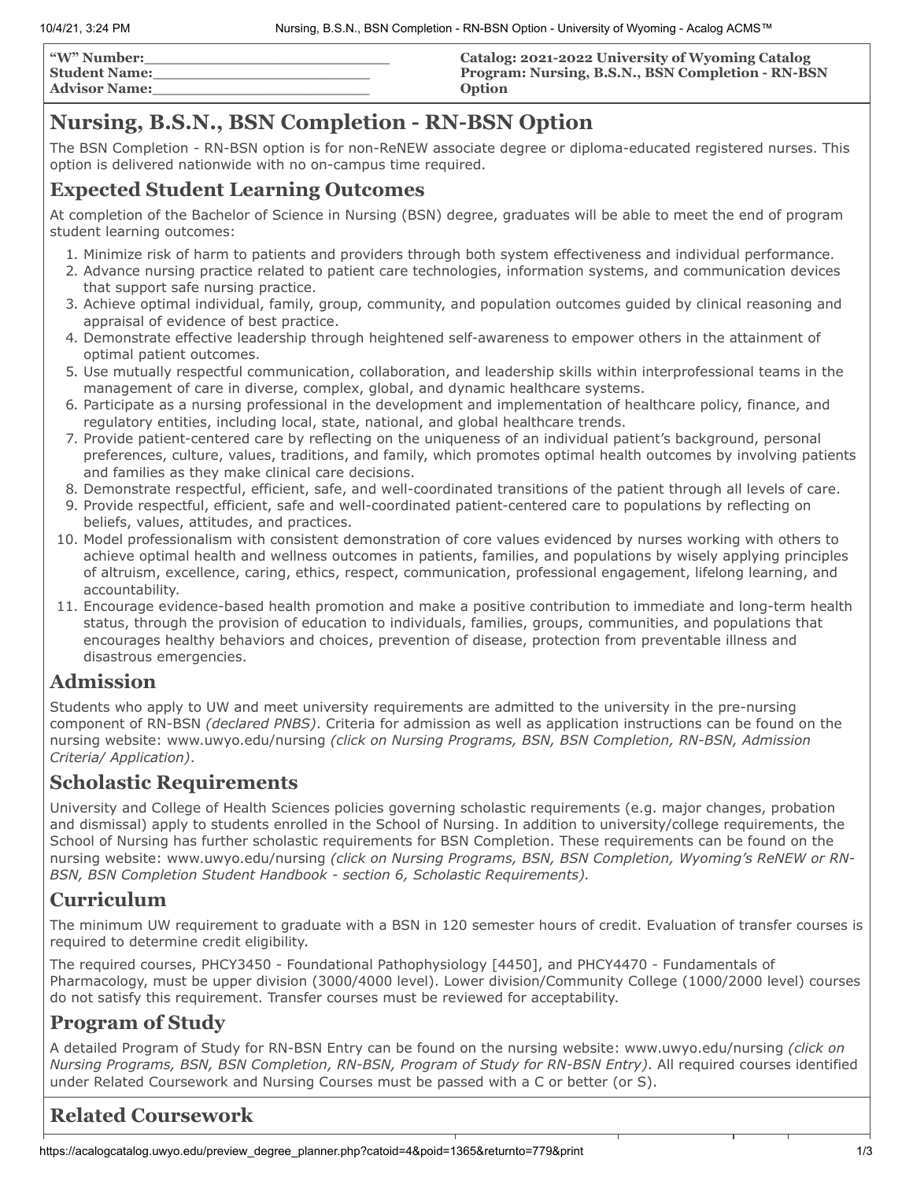**"W" Number:**\_\_\_\_\_\_\_\_\_\_\_\_\_\_\_\_\_\_\_\_\_\_\_\_\_\_\_\_
**Student Name:**\_\_\_\_\_\_\_\_\_\_\_\_\_\_\_\_\_\_\_\_\_\_\_\_\_\_
**Advisor Name:**\_\_\_\_\_\_\_\_\_\_\_\_\_\_\_\_\_\_\_\_\_\_\_\_\_\_

**Catalog: 2021-2022 University of Wyoming Catalog**
**Program: Nursing, B.S.N., BSN Completion - RN-BSN Option**

# Nursing, B.S.N., BSN Completion - RN-BSN Option

The BSN Completion - RN-BSN option is for non-ReNEW associate degree or diploma-educated registered nurses. This option is delivered nationwide with no on-campus time required.

## Expected Student Learning Outcomes

At completion of the Bachelor of Science in Nursing (BSN) degree, graduates will be able to meet the end of program student learning outcomes:

1. Minimize risk of harm to patients and providers through both system effectiveness and individual performance.
2. Advance nursing practice related to patient care technologies, information systems, and communication devices that support safe nursing practice.
3. Achieve optimal individual, family, group, community, and population outcomes guided by clinical reasoning and appraisal of evidence of best practice.
4. Demonstrate effective leadership through heightened self-awareness to empower others in the attainment of optimal patient outcomes.
5. Use mutually respectful communication, collaboration, and leadership skills within interprofessional teams in the management of care in diverse, complex, global, and dynamic healthcare systems.
6. Participate as a nursing professional in the development and implementation of healthcare policy, finance, and regulatory entities, including local, state, national, and global healthcare trends.
7. Provide patient-centered care by reflecting on the uniqueness of an individual patient's background, personal preferences, culture, values, traditions, and family, which promotes optimal health outcomes by involving patients and families as they make clinical care decisions.
8. Demonstrate respectful, efficient, safe, and well-coordinated transitions of the patient through all levels of care.
9. Provide respectful, efficient, safe and well-coordinated patient-centered care to populations by reflecting on beliefs, values, attitudes, and practices.
10. Model professionalism with consistent demonstration of core values evidenced by nurses working with others to achieve optimal health and wellness outcomes in patients, families, and populations by wisely applying principles of altruism, excellence, caring, ethics, respect, communication, professional engagement, lifelong learning, and accountability.
11. Encourage evidence-based health promotion and make a positive contribution to immediate and long-term health status, through the provision of education to individuals, families, groups, communities, and populations that encourages healthy behaviors and choices, prevention of disease, protection from preventable illness and disastrous emergencies.

## Admission

Students who apply to UW and meet university requirements are admitted to the university in the pre-nursing component of RN-BSN *(declared PNBS)*. Criteria for admission as well as application instructions can be found on the nursing website: www.uwyo.edu/nursing *(click on Nursing Programs, BSN, BSN Completion, RN-BSN, Admission Criteria/ Application)*.

## Scholastic Requirements

University and College of Health Sciences policies governing scholastic requirements (e.g. major changes, probation and dismissal) apply to students enrolled in the School of Nursing. In addition to university/college requirements, the School of Nursing has further scholastic requirements for BSN Completion. These requirements can be found on the nursing website: www.uwyo.edu/nursing *(click on Nursing Programs, BSN, BSN Completion, Wyoming's ReNEW or RN-BSN, BSN Completion Student Handbook - section 6, Scholastic Requirements).*

## Curriculum

The minimum UW requirement to graduate with a BSN in 120 semester hours of credit. Evaluation of transfer courses is required to determine credit eligibility.

The required courses, PHCY3450 - Foundational Pathophysiology [4450], and PHCY4470 - Fundamentals of Pharmacology, must be upper division (3000/4000 level). Lower division/Community College (1000/2000 level) courses do not satisfy this requirement. Transfer courses must be reviewed for acceptability.

## Program of Study

A detailed Program of Study for RN-BSN Entry can be found on the nursing website: www.uwyo.edu/nursing *(click on Nursing Programs, BSN, BSN Completion, RN-BSN, Program of Study for RN-BSN Entry)*. All required courses identified under Related Coursework and Nursing Courses must be passed with a C or better (or S).

## Related Coursework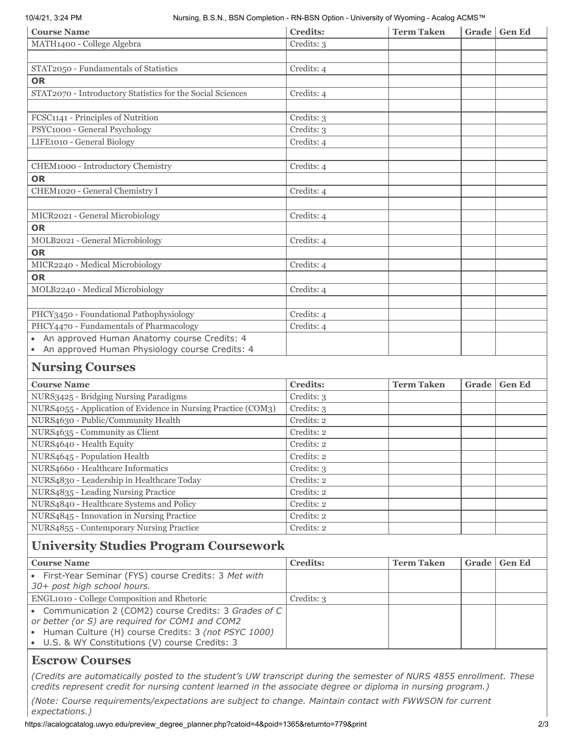| Course Name | Credits: | Term Taken | Grade | Gen Ed |
|---|---|---|---|---|
| MATH1400 - College Algebra | Credits: 3 | | | |
| | | | | |
| STAT2050 - Fundamentals of Statistics | Credits: 4 | | | |
| **OR** | | | | |
| STAT2070 - Introductory Statistics for the Social Sciences | Credits: 4 | | | |
| | | | | |
| FCSC1141 - Principles of Nutrition | Credits: 3 | | | |
| PSYC1000 - General Psychology | Credits: 3 | | | |
| LIFE1010 - General Biology | Credits: 4 | | | |
| | | | | |
| CHEM1000 - Introductory Chemistry | Credits: 4 | | | |
| **OR** | | | | |
| CHEM1020 - General Chemistry I | Credits: 4 | | | |
| | | | | |
| MICR2021 - General Microbiology | Credits: 4 | | | |
| **OR** | | | | |
| MOLB2021 - General Microbiology | Credits: 4 | | | |
| **OR** | | | | |
| MICR2240 - Medical Microbiology | Credits: 4 | | | |
| **OR** | | | | |
| MOLB2240 - Medical Microbiology | Credits: 4 | | | |
| | | | | |
| PHCY3450 - Foundational Pathophysiology | Credits: 4 | | | |
| PHCY4470 - Fundamentals of Pharmacology | Credits: 4 | | | |
| • An approved Human Anatomy course Credits: 4<br>• An approved Human Physiology course Credits: 4 | | | | |

## Nursing Courses

| Course Name | Credits: | Term Taken | Grade | Gen Ed |
|---|---|---|---|---|
| NURS3425 - Bridging Nursing Paradigms | Credits: 3 | | | |
| NURS4055 - Application of Evidence in Nursing Practice (COM3) | Credits: 3 | | | |
| NURS4630 - Public/Community Health | Credits: 2 | | | |
| NURS4635 - Community as Client | Credits: 2 | | | |
| NURS4640 - Health Equity | Credits: 2 | | | |
| NURS4645 - Population Health | Credits: 2 | | | |
| NURS4660 - Healthcare Informatics | Credits: 3 | | | |
| NURS4830 - Leadership in Healthcare Today | Credits: 2 | | | |
| NURS4835 - Leading Nursing Practice | Credits: 2 | | | |
| NURS4840 - Healthcare Systems and Policy | Credits: 2 | | | |
| NURS4845 - Innovation in Nursing Practice | Credits: 2 | | | |
| NURS4855 - Contemporary Nursing Practice | Credits: 2 | | | |

## University Studies Program Coursework

| Course Name | Credits: | Term Taken | Grade | Gen Ed |
|---|---|---|---|---|
| • First-Year Seminar (FYS) course Credits: 3 *Met with 30+ post high school hours.* | | | | |
| ENGL1010 - College Composition and Rhetoric | Credits: 3 | | | |
| • Communication 2 (COM2) course Credits: 3 *Grades of C or better (or S) are required for COM1 and COM2*<br>• Human Culture (H) course Credits: 3 *(not PSYC 1000)*<br>• U.S. & WY Constitutions (V) course Credits: 3 | | | | |

## Escrow Courses

*(Credits are automatically posted to the student's UW transcript during the semester of NURS 4855 enrollment. These credits represent credit for nursing content learned in the associate degree or diploma in nursing program.)*

*(Note: Course requirements/expectations are subject to change. Maintain contact with FWWSON for current expectations.)*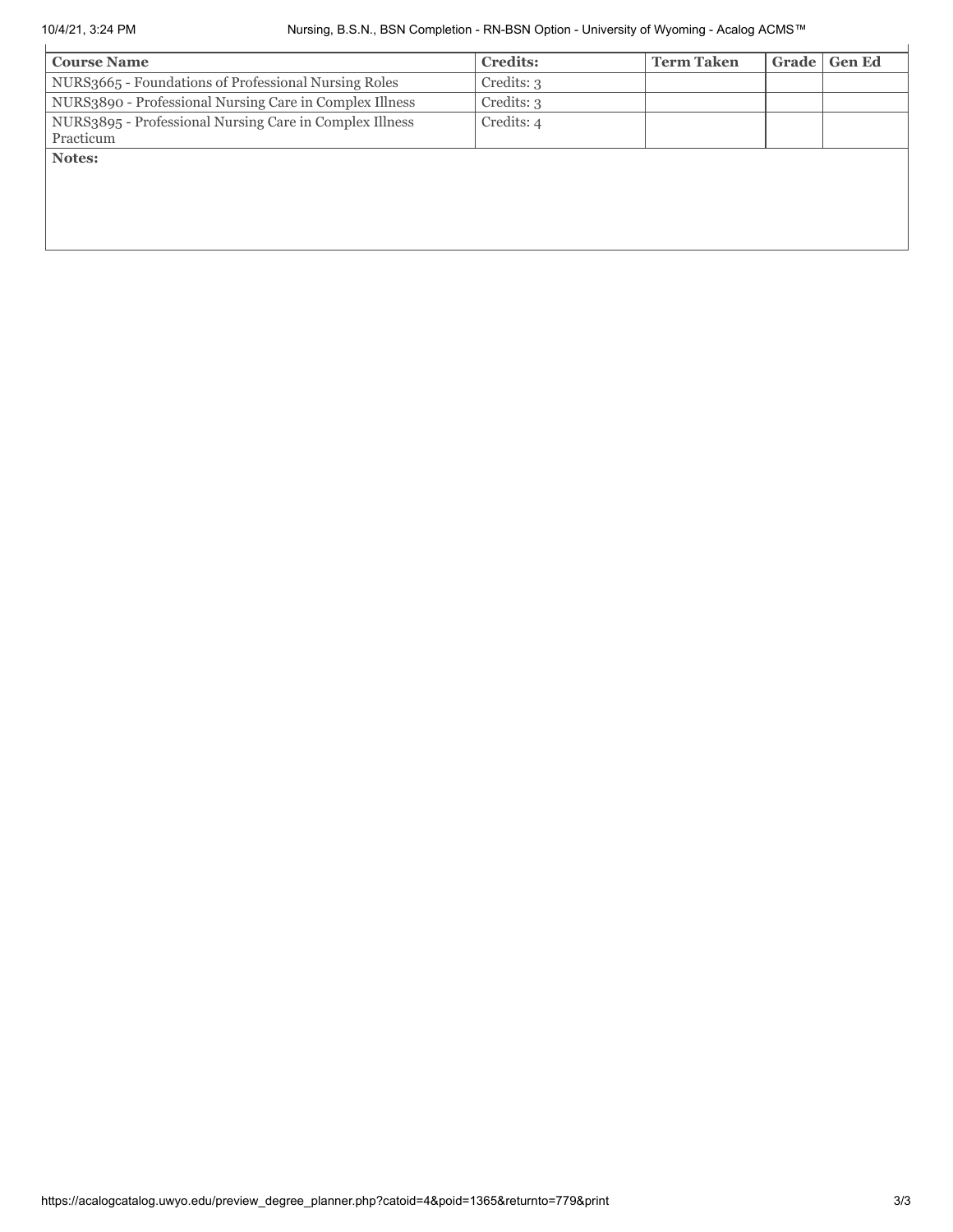| Course Name | Credits: | Term Taken | Grade | Gen Ed |
| --- | --- | --- | --- | --- |
| NURS3665 - Foundations of Professional Nursing Roles | Credits: 3 | | | |
| NURS3890 - Professional Nursing Care in Complex Illness | Credits: 3 | | | |
| NURS3895 - Professional Nursing Care in Complex Illness Practicum | Credits: 4 | | | |

**Notes:**